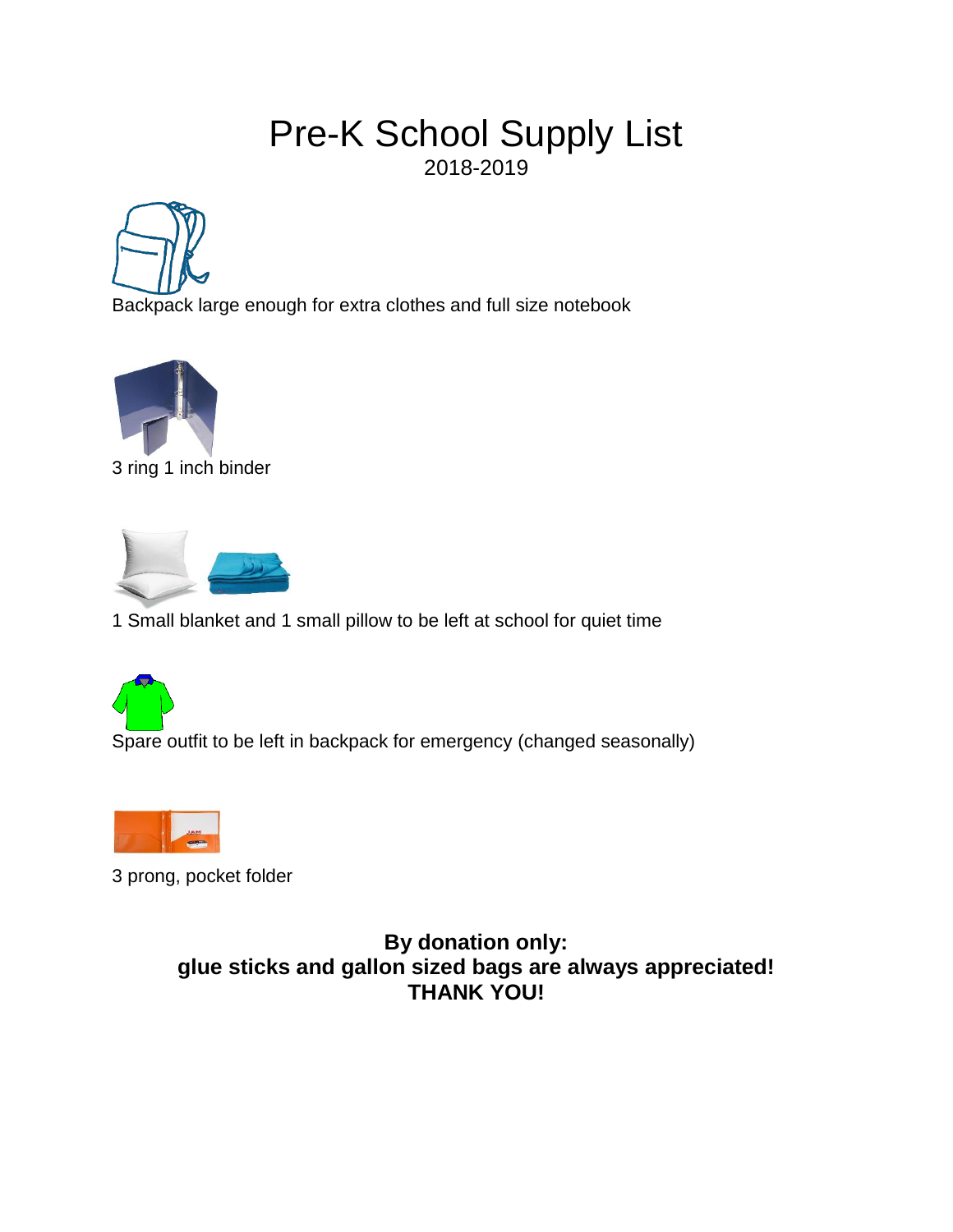# Pre-K School Supply List

2018-2019

Backpack large enough for extra clothes and full size notebook

3 ring 1 inch binder

1 Small blanket and 1 small pillow to be left at school for quiet time

Spare outfit to be left in backpack for emergency (changed seasonally)

3 prong, pocket folder

**By donation only:**
**glue sticks and gallon sized bags are always appreciated!**
**THANK YOU!**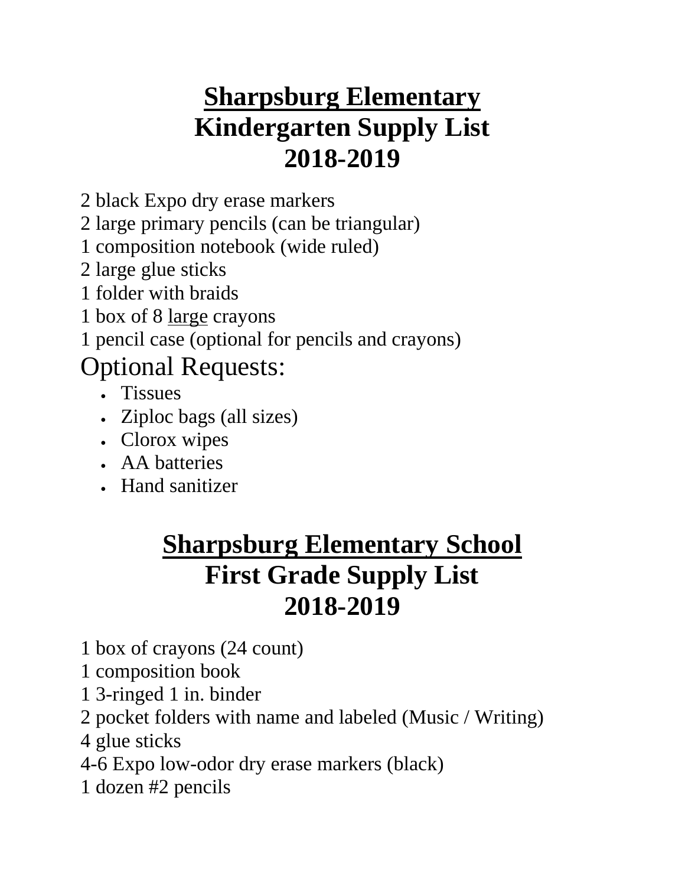# Sharpsburg Elementary
# Kindergarten Supply List
# 2018-2019

2 black Expo dry erase markers
2 large primary pencils (can be triangular)
1 composition notebook (wide ruled)
2 large glue sticks
1 folder with braids
1 box of 8 <u>large</u> crayons
1 pencil case (optional for pencils and crayons)

## Optional Requests:

- Tissues
- Ziploc bags (all sizes)
- Clorox wipes
- AA batteries
- Hand sanitizer

# Sharpsburg Elementary School
# First Grade Supply List
# 2018-2019

1 box of crayons (24 count)
1 composition book
1 3-ringed 1 in. binder
2 pocket folders with name and labeled (Music / Writing)
4 glue sticks
4-6 Expo low-odor dry erase markers (black)
1 dozen #2 pencils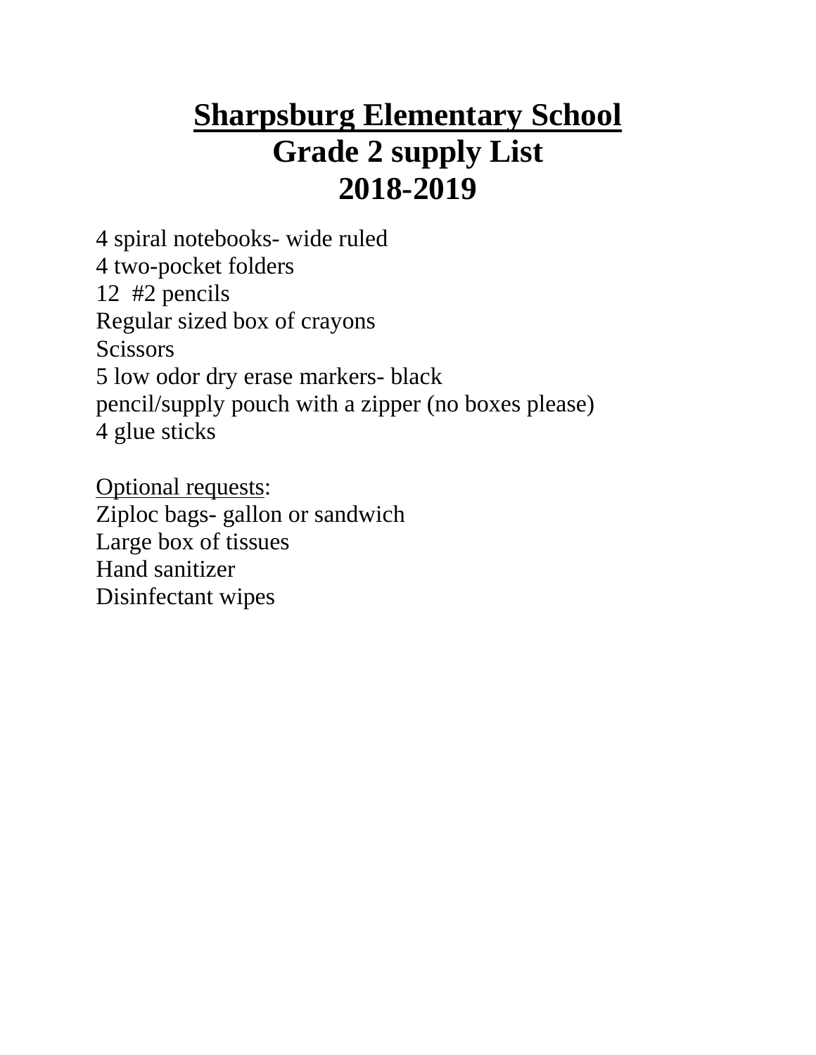# Sharpsburg Elementary School
## Grade 2 supply List
## 2018-2019

4 spiral notebooks- wide ruled
4 two-pocket folders
12 #2 pencils
Regular sized box of crayons
Scissors
5 low odor dry erase markers- black
pencil/supply pouch with a zipper (no boxes please)
4 glue sticks

Optional requests:
Ziploc bags- gallon or sandwich
Large box of tissues
Hand sanitizer
Disinfectant wipes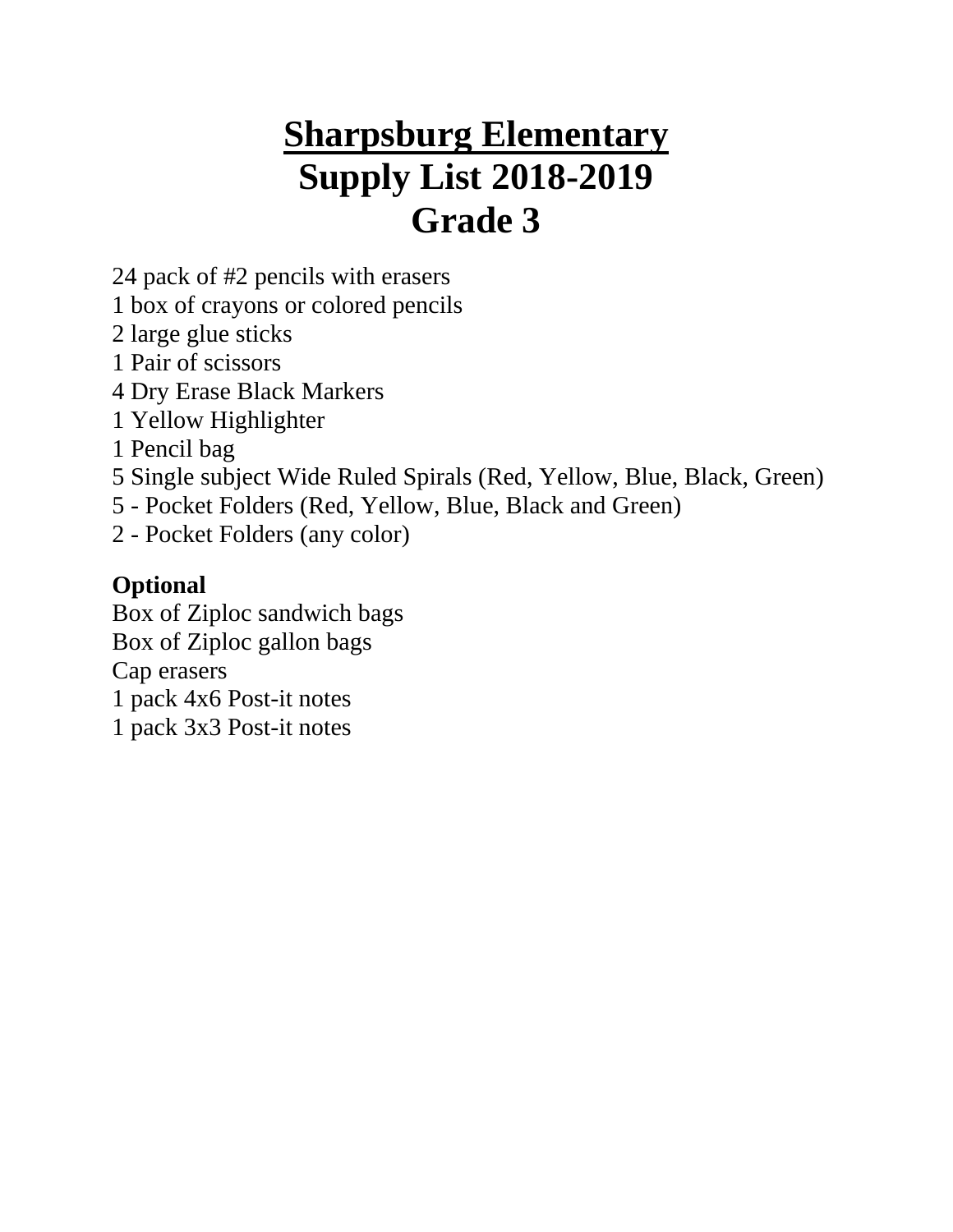# Sharpsburg Elementary
# Supply List 2018-2019
# Grade 3

24 pack of #2 pencils with erasers
1 box of crayons or colored pencils
2 large glue sticks
1 Pair of scissors
4 Dry Erase Black Markers
1 Yellow Highlighter
1 Pencil bag
5 Single subject Wide Ruled Spirals (Red, Yellow, Blue, Black, Green)
5 - Pocket Folders (Red, Yellow, Blue, Black and Green)
2 - Pocket Folders (any color)

**Optional**
Box of Ziploc sandwich bags
Box of Ziploc gallon bags
Cap erasers
1 pack 4x6 Post-it notes
1 pack 3x3 Post-it notes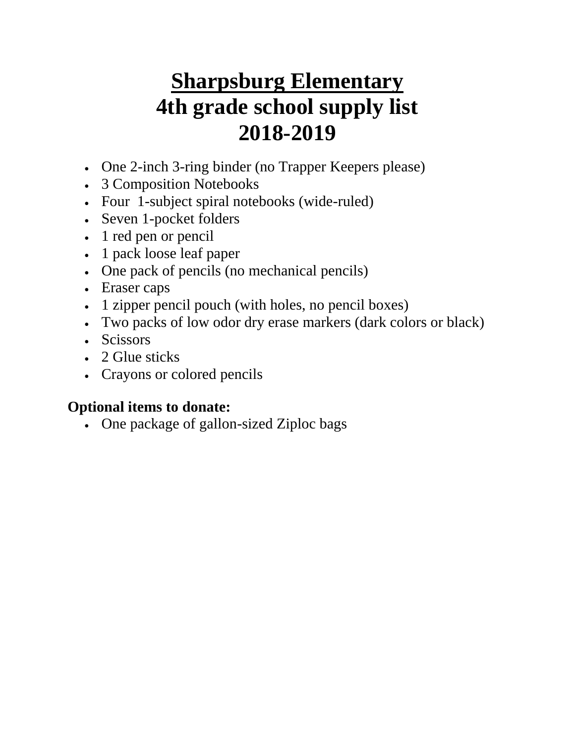# Sharpsburg Elementary
# 4th grade school supply list
# 2018-2019

- One 2-inch 3-ring binder (no Trapper Keepers please)
- 3 Composition Notebooks
- Four 1-subject spiral notebooks (wide-ruled)
- Seven 1-pocket folders
- 1 red pen or pencil
- 1 pack loose leaf paper
- One pack of pencils (no mechanical pencils)
- Eraser caps
- 1 zipper pencil pouch (with holes, no pencil boxes)
- Two packs of low odor dry erase markers (dark colors or black)
- Scissors
- 2 Glue sticks
- Crayons or colored pencils

**Optional items to donate:**

- One package of gallon-sized Ziploc bags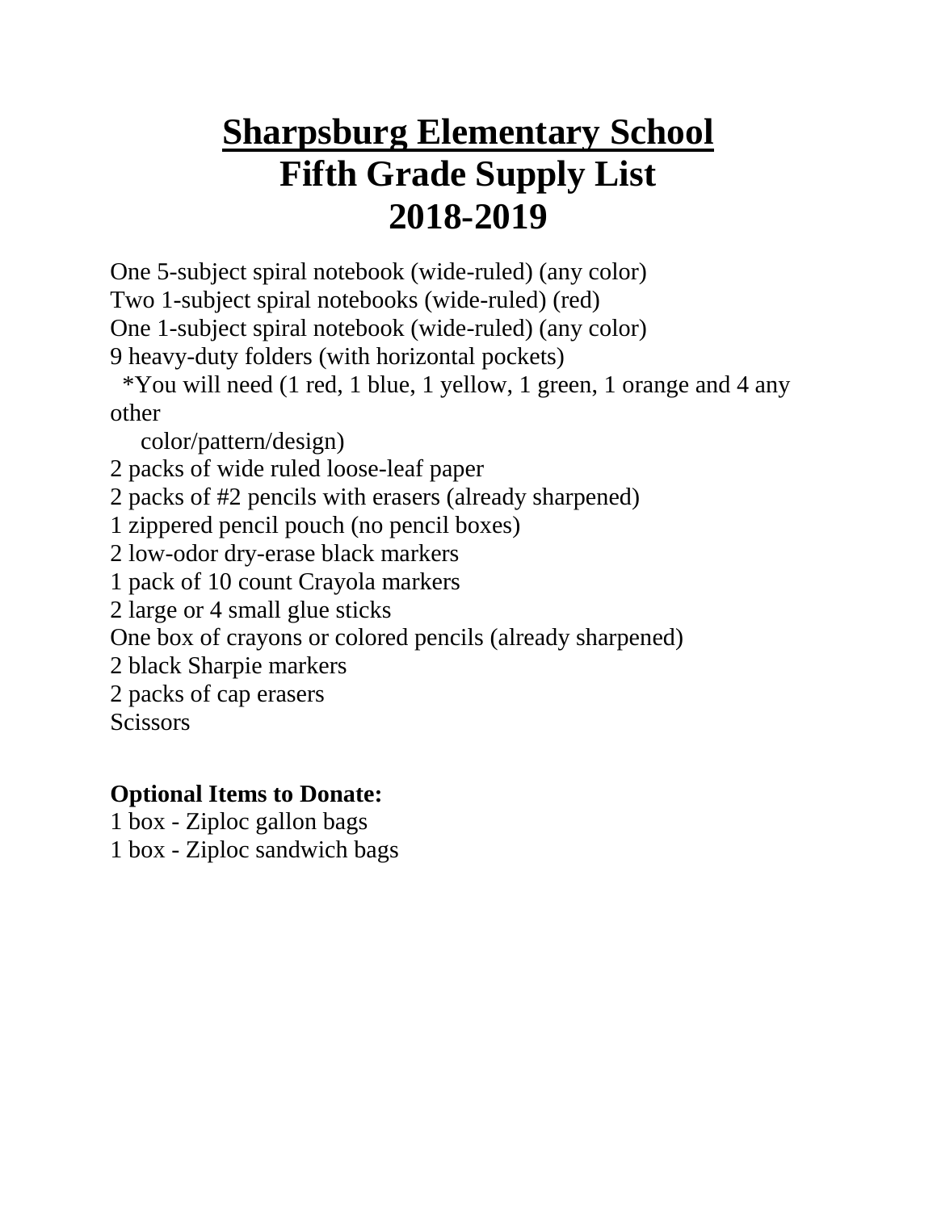# Sharpsburg Elementary School
# Fifth Grade Supply List
# 2018-2019

One 5-subject spiral notebook (wide-ruled) (any color)
Two 1-subject spiral notebooks (wide-ruled) (red)
One 1-subject spiral notebook (wide-ruled) (any color)
9 heavy-duty folders (with horizontal pockets)
  *You will need (1 red, 1 blue, 1 yellow, 1 green, 1 orange and 4 any other
    color/pattern/design)
2 packs of wide ruled loose-leaf paper
2 packs of #2 pencils with erasers (already sharpened)
1 zippered pencil pouch (no pencil boxes)
2 low-odor dry-erase black markers
1 pack of 10 count Crayola markers
2 large or 4 small glue sticks
One box of crayons or colored pencils (already sharpened)
2 black Sharpie markers
2 packs of cap erasers
Scissors

**Optional Items to Donate:**
1 box - Ziploc gallon bags
1 box - Ziploc sandwich bags